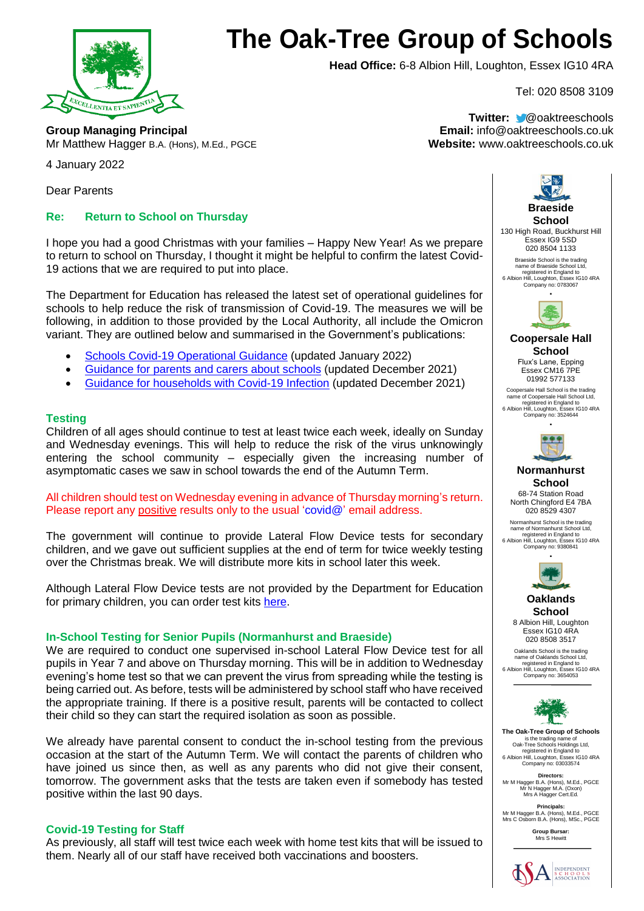# The Oak-Tree Group of Schools

**Head Office:** 6-8 Albion Hill, Loughton, Essex IG10 4RA

Tel: 020 8508 3109

**Twitter:** @oaktreeschools
**Email:** info@oaktreeschools.co.uk
**Website:** www.oaktreeschools.co.uk

**Group Managing Principal**
Mr Matthew Hagger B.A. (Hons), M.Ed., PGCE

4 January 2022

Dear Parents

## Re: Return to School on Thursday

I hope you had a good Christmas with your families – Happy New Year! As we prepare to return to school on Thursday, I thought it might be helpful to confirm the latest Covid-19 actions that we are required to put into place.

The Department for Education has released the latest set of operational guidelines for schools to help reduce the risk of transmission of Covid-19. The measures we will be following, in addition to those provided by the Local Authority, all include the Omicron variant. They are outlined below and summarised in the Government's publications:

- Schools Covid-19 Operational Guidance (updated January 2022)
- Guidance for parents and carers about schools (updated December 2021)
- Guidance for households with Covid-19 Infection (updated December 2021)

### Testing

Children of all ages should continue to test at least twice each week, ideally on Sunday and Wednesday evenings. This will help to reduce the risk of the virus unknowingly entering the school community – especially given the increasing number of asymptomatic cases we saw in school towards the end of the Autumn Term.

All children should test on Wednesday evening in advance of Thursday morning's return. Please report any positive results only to the usual 'covid@' email address.

The government will continue to provide Lateral Flow Device tests for secondary children, and we gave out sufficient supplies at the end of term for twice weekly testing over the Christmas break. We will distribute more kits in school later this week.

Although Lateral Flow Device tests are not provided by the Department for Education for primary children, you can order test kits here.

### In-School Testing for Senior Pupils (Normanhurst and Braeside)

We are required to conduct one supervised in-school Lateral Flow Device test for all pupils in Year 7 and above on Thursday morning. This will be in addition to Wednesday evening's home test so that we can prevent the virus from spreading while the testing is being carried out. As before, tests will be administered by school staff who have received the appropriate training. If there is a positive result, parents will be contacted to collect their child so they can start the required isolation as soon as possible.

We already have parental consent to conduct the in-school testing from the previous occasion at the start of the Autumn Term. We will contact the parents of children who have joined us since then, as well as any parents who did not give their consent, tomorrow. The government asks that the tests are taken even if somebody has tested positive within the last 90 days.

### Covid-19 Testing for Staff

As previously, all staff will test twice each week with home test kits that will be issued to them. Nearly all of our staff have received both vaccinations and boosters.

**Braeside School**
130 High Road, Buckhurst Hill
Essex IG9 5SD
020 8504 1133

Braeside School is the trading name of Braeside School Ltd, registered in England to 6 Albion Hill, Loughton, Essex IG10 4RA Company no: 0783067

**Coopersale Hall School**
Flux's Lane, Epping
Essex CM16 7PE
01992 577133

Coopersale Hall School is the trading name of Coopersale Hall School Ltd, registered in England to 6 Albion Hill, Loughton, Essex IG10 4RA Company no: 3524644

**Normanhurst School**
68-74 Station Road
North Chingford E4 7BA
020 8529 4307

Normanhurst School is the trading name of Normanhurst School Ltd, registered in England to 6 Albion Hill, Loughton, Essex IG10 4RA Company no: 9380841

**Oaklands School**
8 Albion Hill, Loughton
Essex IG10 4RA
020 8508 3517

Oaklands School is the trading name of Oaklands School Ltd, registered in England to 6 Albion Hill, Loughton, Essex IG10 4RA Company no: 3654053

**The Oak-Tree Group of Schools** is the trading name of Oak-Tree Schools Holdings Ltd, registered in England to 6 Albion Hill, Loughton, Essex IG10 4RA Company no: 03033574

**Directors:**
Mr M Hagger B.A. (Hons), M.Ed., PGCE
Mr N Hagger M.A. (Oxon)
Mrs A Hagger Cert.Ed.

**Principals:**
Mr M Hagger B.A. (Hons), M.Ed., PGCE
Mrs C Osborn B.A. (Hons), MSc., PGCE

**Group Bursar:**
Mrs S Hewitt

Independent Schools Association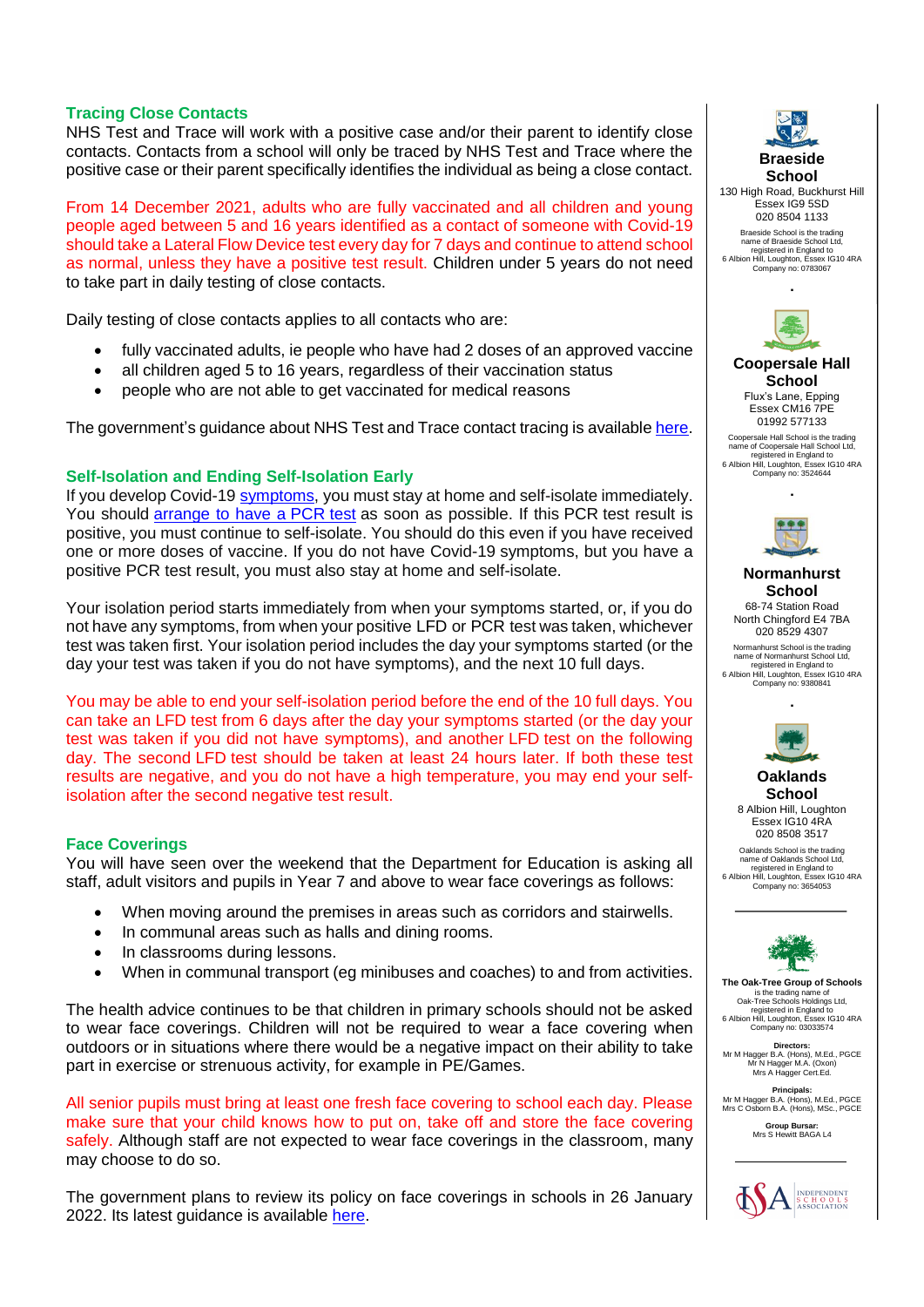## Tracing Close Contacts

NHS Test and Trace will work with a positive case and/or their parent to identify close contacts. Contacts from a school will only be traced by NHS Test and Trace where the positive case or their parent specifically identifies the individual as being a close contact.

From 14 December 2021, adults who are fully vaccinated and all children and young people aged between 5 and 16 years identified as a contact of someone with Covid-19 should take a Lateral Flow Device test every day for 7 days and continue to attend school as normal, unless they have a positive test result. Children under 5 years do not need to take part in daily testing of close contacts.

Daily testing of close contacts applies to all contacts who are:

- fully vaccinated adults, ie people who have had 2 doses of an approved vaccine
- all children aged 5 to 16 years, regardless of their vaccination status
- people who are not able to get vaccinated for medical reasons

The government's guidance about NHS Test and Trace contact tracing is available here.

## Self-Isolation and Ending Self-Isolation Early

If you develop Covid-19 symptoms, you must stay at home and self-isolate immediately. You should arrange to have a PCR test as soon as possible. If this PCR test result is positive, you must continue to self-isolate. You should do this even if you have received one or more doses of vaccine. If you do not have Covid-19 symptoms, but you have a positive PCR test result, you must also stay at home and self-isolate.

Your isolation period starts immediately from when your symptoms started, or, if you do not have any symptoms, from when your positive LFD or PCR test was taken, whichever test was taken first. Your isolation period includes the day your symptoms started (or the day your test was taken if you do not have symptoms), and the next 10 full days.

You may be able to end your self-isolation period before the end of the 10 full days. You can take an LFD test from 6 days after the day your symptoms started (or the day your test was taken if you did not have symptoms), and another LFD test on the following day. The second LFD test should be taken at least 24 hours later. If both these test results are negative, and you do not have a high temperature, you may end your self-isolation after the second negative test result.

## Face Coverings

You will have seen over the weekend that the Department for Education is asking all staff, adult visitors and pupils in Year 7 and above to wear face coverings as follows:

- When moving around the premises in areas such as corridors and stairwells.
- In communal areas such as halls and dining rooms.
- In classrooms during lessons.
- When in communal transport (eg minibuses and coaches) to and from activities.

The health advice continues to be that children in primary schools should not be asked to wear face coverings. Children will not be required to wear a face covering when outdoors or in situations where there would be a negative impact on their ability to take part in exercise or strenuous activity, for example in PE/Games.

All senior pupils must bring at least one fresh face covering to school each day. Please make sure that your child knows how to put on, take off and store the face covering safely. Although staff are not expected to wear face coverings in the classroom, many may choose to do so.

The government plans to review its policy on face coverings in schools in 26 January 2022. Its latest guidance is available here.

**Braeside School**
130 High Road, Buckhurst Hill
Essex IG9 5SD
020 8504 1133
Braeside School is the trading name of Braeside School Ltd, registered in England to 6 Albion Hill, Loughton, Essex IG10 4RA
Company no: 0783067

**Coopersale Hall School**
Flux's Lane, Epping
Essex CM16 7PE
01992 577133
Coopersale Hall School is the trading name of Coopersale Hall School Ltd, registered in England to 6 Albion Hill, Loughton, Essex IG10 4RA
Company no: 3524644

**Normanhurst School**
68-74 Station Road
North Chingford E4 7BA
020 8529 4307
Normanhurst School is the trading name of Normanhurst School Ltd, registered in England to 6 Albion Hill, Loughton, Essex IG10 4RA
Company no: 9380841

**Oaklands School**
8 Albion Hill, Loughton
Essex IG10 4RA
020 8508 3517
Oaklands School is the trading name of Oaklands School Ltd, registered in England to 6 Albion Hill, Loughton, Essex IG10 4RA
Company no: 3654053

**The Oak-Tree Group of Schools** is the trading name of Oak-Tree Schools Holdings Ltd, registered in England to 6 Albion Hill, Loughton, Essex IG10 4RA
Company no: 03033574

**Directors:**
Mr M Hagger B.A. (Hons), M.Ed., PGCE
Mr N Hagger M.A. (Oxon)
Mrs A Hagger Cert.Ed.

**Principals:**
Mr M Hagger B.A. (Hons), M.Ed., PGCE
Mrs C Osborn B.A. (Hons), MSc., PGCE

**Group Bursar:**
Mrs S Hewitt BAGA L4

ISA Independent Schools Association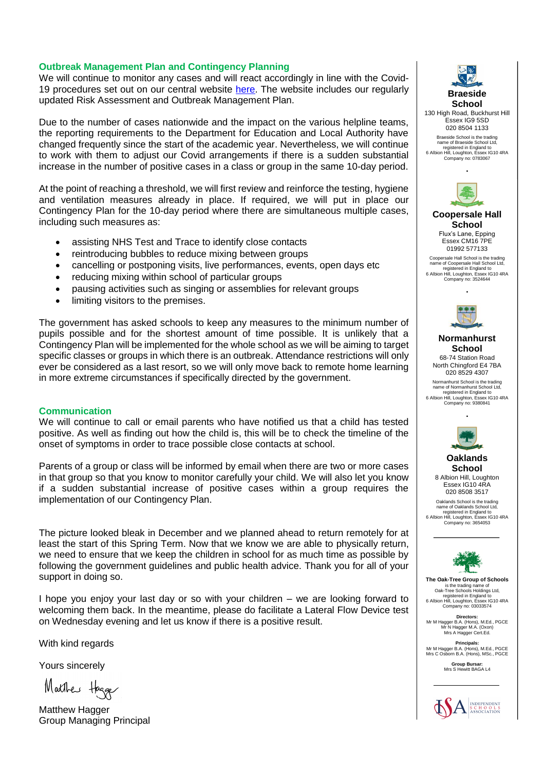## Outbreak Management Plan and Contingency Planning

We will continue to monitor any cases and will react accordingly in line with the Covid-19 procedures set out on our central website here. The website includes our regularly updated Risk Assessment and Outbreak Management Plan.

Due to the number of cases nationwide and the impact on the various helpline teams, the reporting requirements to the Department for Education and Local Authority have changed frequently since the start of the academic year. Nevertheless, we will continue to work with them to adjust our Covid arrangements if there is a sudden substantial increase in the number of positive cases in a class or group in the same 10-day period.

At the point of reaching a threshold, we will first review and reinforce the testing, hygiene and ventilation measures already in place. If required, we will put in place our Contingency Plan for the 10-day period where there are simultaneous multiple cases, including such measures as:

- assisting NHS Test and Trace to identify close contacts
- reintroducing bubbles to reduce mixing between groups
- cancelling or postponing visits, live performances, events, open days etc
- reducing mixing within school of particular groups
- pausing activities such as singing or assemblies for relevant groups
- limiting visitors to the premises.

The government has asked schools to keep any measures to the minimum number of pupils possible and for the shortest amount of time possible. It is unlikely that a Contingency Plan will be implemented for the whole school as we will be aiming to target specific classes or groups in which there is an outbreak. Attendance restrictions will only ever be considered as a last resort, so we will only move back to remote home learning in more extreme circumstances if specifically directed by the government.

## Communication

We will continue to call or email parents who have notified us that a child has tested positive. As well as finding out how the child is, this will be to check the timeline of the onset of symptoms in order to trace possible close contacts at school.

Parents of a group or class will be informed by email when there are two or more cases in that group so that you know to monitor carefully your child. We will also let you know if a sudden substantial increase of positive cases within a group requires the implementation of our Contingency Plan.

The picture looked bleak in December and we planned ahead to return remotely for at least the start of this Spring Term. Now that we know we are able to physically return, we need to ensure that we keep the children in school for as much time as possible by following the government guidelines and public health advice. Thank you for all of your support in doing so.

I hope you enjoy your last day or so with your children – we are looking forward to welcoming them back. In the meantime, please do facilitate a Lateral Flow Device test on Wednesday evening and let us know if there is a positive result.

With kind regards

Yours sincerely

Matthew Hagger
Group Managing Principal

---

**Braeside School**
130 High Road, Buckhurst Hill
Essex IG9 5SD
020 8504 1133
Braeside School is the trading name of Braeside School Ltd, registered in England to 6 Albion Hill, Loughton, Essex IG10 4RA
Company no: 0783067

**Coopersale Hall School**
Flux's Lane, Epping
Essex CM16 7PE
01992 577133
Coopersale Hall School is the trading name of Coopersale Hall School Ltd, registered in England to 6 Albion Hill, Loughton, Essex IG10 4RA
Company no: 3524644

**Normanhurst School**
68-74 Station Road
North Chingford E4 7BA
020 8529 4307
Normanhurst School is the trading name of Normanhurst School Ltd, registered in England to 6 Albion Hill, Loughton, Essex IG10 4RA
Company no: 9380841

**Oaklands School**
8 Albion Hill, Loughton
Essex IG10 4RA
020 8508 3517
Oaklands School is the trading name of Oaklands School Ltd, registered in England to 6 Albion Hill, Loughton, Essex IG10 4RA
Company no: 3654053

**The Oak-Tree Group of Schools** is the trading name of Oak-Tree Schools Holdings Ltd, registered in England to 6 Albion Hill, Loughton, Essex IG10 4RA
Company no: 03033574

**Directors:**
Mr M Hagger B.A. (Hons), M.Ed., PGCE
Mr N Hagger M.A. (Oxon)
Mrs A Hagger Cert.Ed.

**Principals:**
Mr M Hagger B.A. (Hons), M.Ed., PGCE
Mrs C Osborn B.A. (Hons), MSc., PGCE

**Group Bursar:**
Mrs S Hewitt BAGA L4

ISA INDEPENDENT SCHOOLS ASSOCIATION